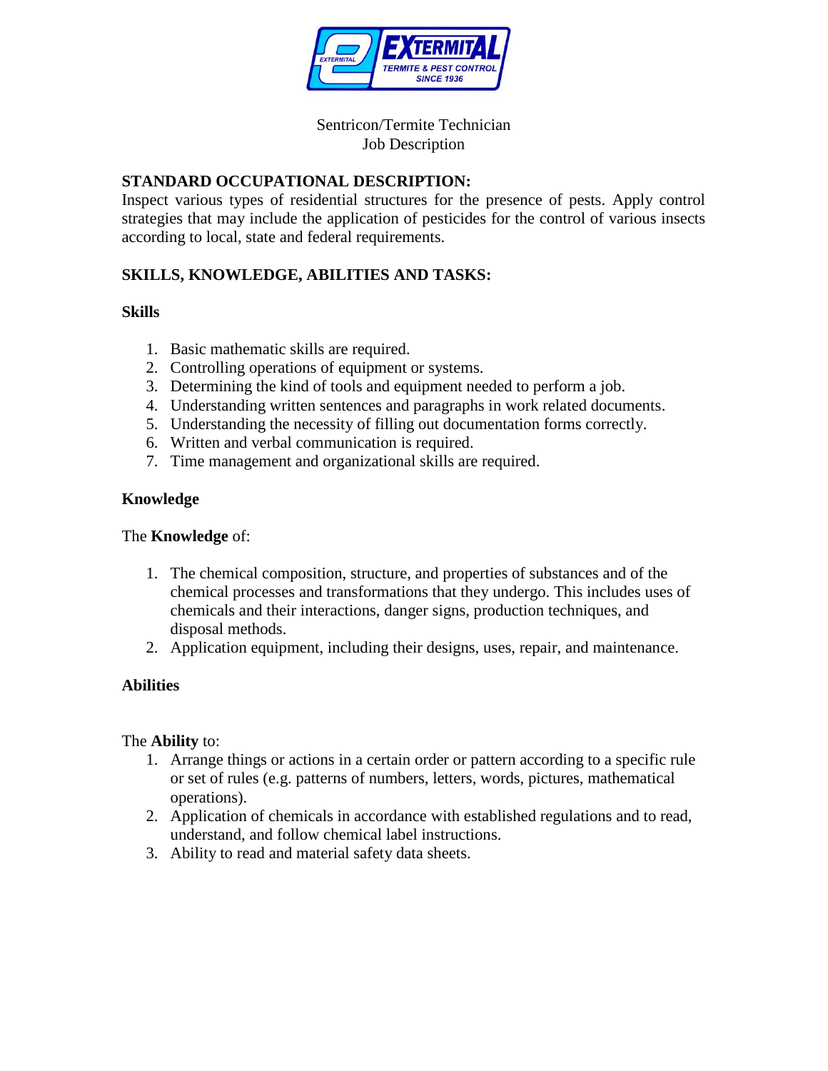EXTERMITAL
TERMITE & PEST CONTROL
SINCE 1936

Sentricon/Termite Technician
Job Description

## STANDARD OCCUPATIONAL DESCRIPTION:

Inspect various types of residential structures for the presence of pests. Apply control strategies that may include the application of pesticides for the control of various insects according to local, state and federal requirements.

## SKILLS, KNOWLEDGE, ABILITIES AND TASKS:

### Skills

1. Basic mathematic skills are required.
2. Controlling operations of equipment or systems.
3. Determining the kind of tools and equipment needed to perform a job.
4. Understanding written sentences and paragraphs in work related documents.
5. Understanding the necessity of filling out documentation forms correctly.
6. Written and verbal communication is required.
7. Time management and organizational skills are required.

### Knowledge

The **Knowledge** of:

1. The chemical composition, structure, and properties of substances and of the chemical processes and transformations that they undergo. This includes uses of chemicals and their interactions, danger signs, production techniques, and disposal methods.
2. Application equipment, including their designs, uses, repair, and maintenance.

### Abilities

The **Ability** to:

1. Arrange things or actions in a certain order or pattern according to a specific rule or set of rules (e.g. patterns of numbers, letters, words, pictures, mathematical operations).
2. Application of chemicals in accordance with established regulations and to read, understand, and follow chemical label instructions.
3. Ability to read and material safety data sheets.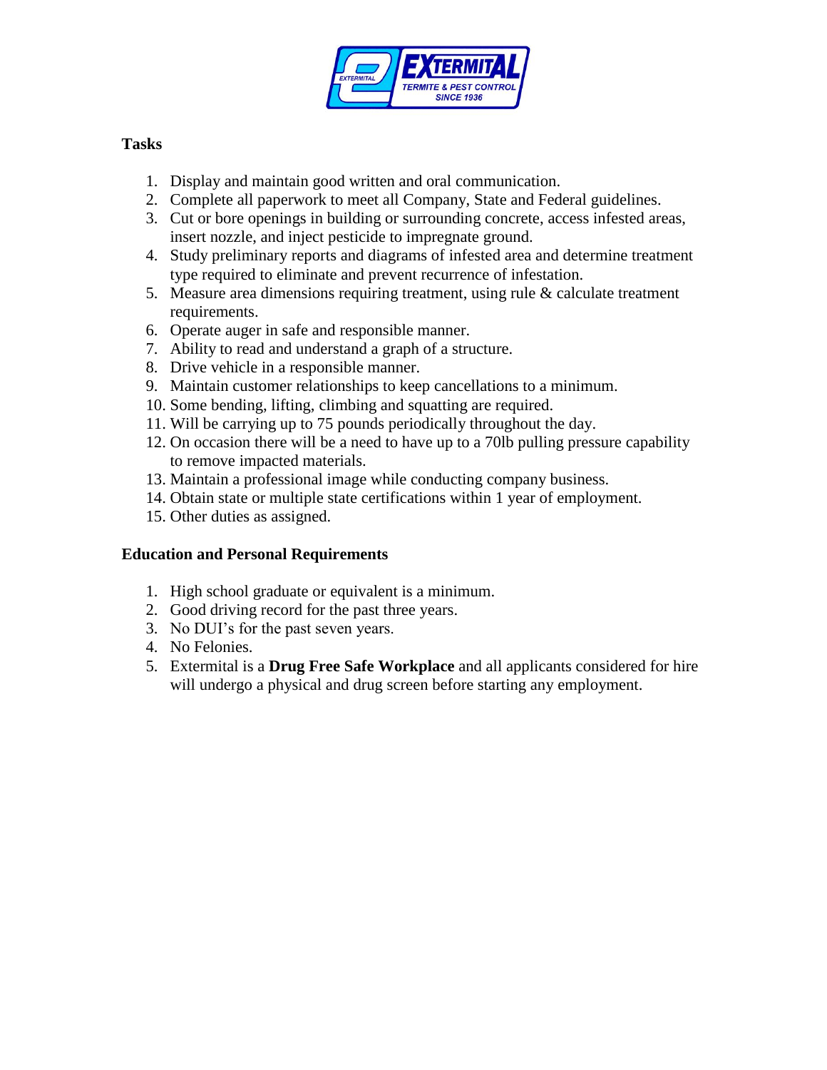## Tasks

1. Display and maintain good written and oral communication.
2. Complete all paperwork to meet all Company, State and Federal guidelines.
3. Cut or bore openings in building or surrounding concrete, access infested areas, insert nozzle, and inject pesticide to impregnate ground.
4. Study preliminary reports and diagrams of infested area and determine treatment type required to eliminate and prevent recurrence of infestation.
5. Measure area dimensions requiring treatment, using rule & calculate treatment requirements.
6. Operate auger in safe and responsible manner.
7. Ability to read and understand a graph of a structure.
8. Drive vehicle in a responsible manner.
9. Maintain customer relationships to keep cancellations to a minimum.
10. Some bending, lifting, climbing and squatting are required.
11. Will be carrying up to 75 pounds periodically throughout the day.
12. On occasion there will be a need to have up to a 70lb pulling pressure capability to remove impacted materials.
13. Maintain a professional image while conducting company business.
14. Obtain state or multiple state certifications within 1 year of employment.
15. Other duties as assigned.

## Education and Personal Requirements

1. High school graduate or equivalent is a minimum.
2. Good driving record for the past three years.
3. No DUI's for the past seven years.
4. No Felonies.
5. Extermital is a **Drug Free Safe Workplace** and all applicants considered for hire will undergo a physical and drug screen before starting any employment.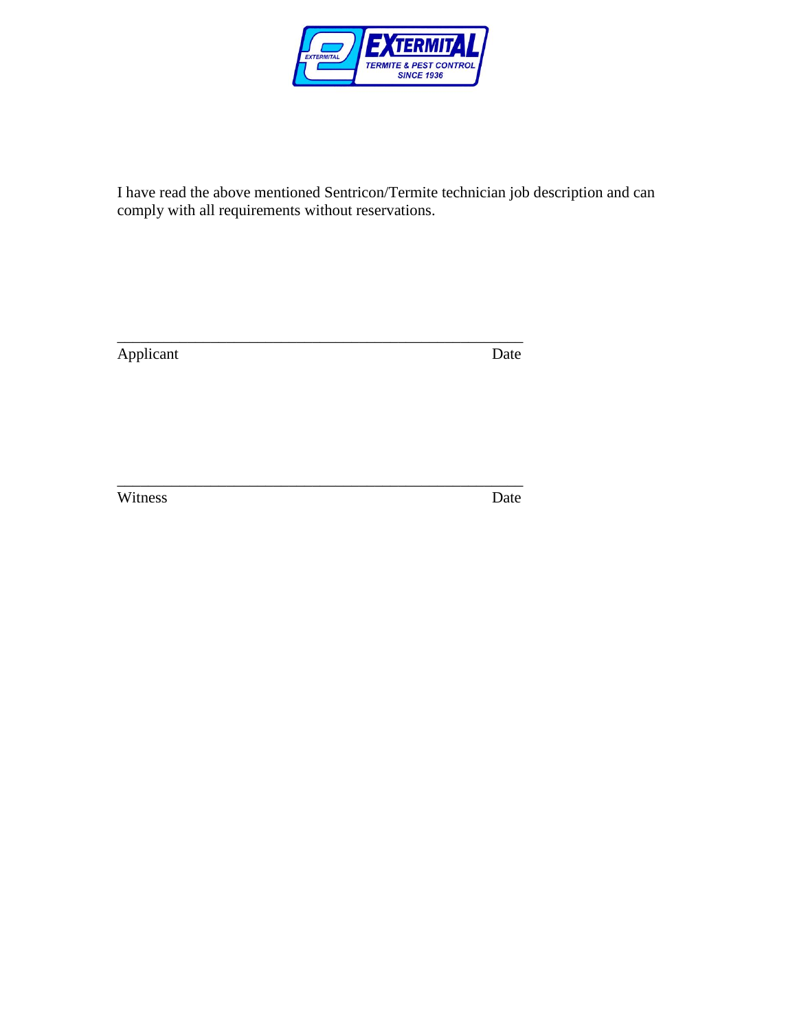EXTERMITAL
TERMITE & PEST CONTROL
SINCE 1936

I have read the above mentioned Sentricon/Termite technician job description and can comply with all requirements without reservations.

_____________________________________________________

Applicant Date

_____________________________________________________

Witness Date